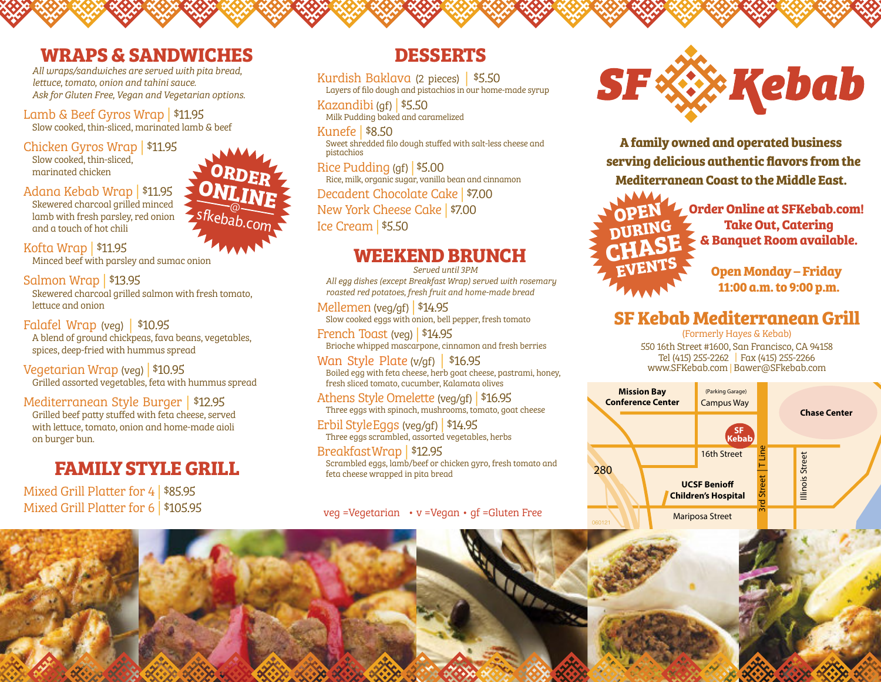## WRAPS & SANDWICHES

*All wraps/sandwiches are served with pita bread, lettuce, tomato, onion and tahini sauce.*
*Ask for Gluten Free, Vegan and Vegetarian options.*

**Lamb & Beef Gyros Wrap** | $11.95
Slow cooked, thin-sliced, marinated lamb & beef

**Chicken Gyros Wrap** | $11.95
Slow cooked, thin-sliced, marinated chicken

**Adana Kebab Wrap** | $11.95
Skewered charcoal grilled minced lamb with fresh parsley, red onion and a touch of hot chili

**Kofta Wrap** | $11.95
Minced beef with parsley and sumac onion

**Salmon Wrap** | $13.95
Skewered charcoal grilled salmon with fresh tomato, lettuce and onion

**Falafel Wrap** (veg) | $10.95
A blend of ground chickpeas, fava beans, vegetables, spices, deep-fried with hummus spread

**Vegetarian Wrap** (veg) | $10.95
Grilled assorted vegetables, feta with hummus spread

**Mediterranean Style Burger** | $12.95
Grilled beef patty stuffed with feta cheese, served with lettuce, tomato, onion and home-made aioli on burger bun.

ORDER ONLINE @ sfkebab.com

## FAMILY STYLE GRILL

**Mixed Grill Platter for 4** | $85.95
**Mixed Grill Platter for 6** | $105.95

## DESSERTS

**Kurdish Baklava** (2 pieces) | $5.50
Layers of filo dough and pistachios in our home-made syrup

**Kazandibi** (gf) | $5.50
Milk Pudding baked and caramelized

**Kunefe** | $8.50
Sweet shredded filo dough stuffed with salt-less cheese and pistachios

**Rice Pudding** (gf) | $5.00
Rice, milk, organic sugar, vanilla bean and cinnamon

**Decadent Chocolate Cake** | $7.00

**New York Cheese Cake** | $7.00

**Ice Cream** | $5.50

## WEEKEND BRUNCH

*Served until 3PM*

*All egg dishes (except Breakfast Wrap) served with rosemary roasted red potatoes, fresh fruit and home-made bread*

**Mellemen** (veg/gf) | $14.95
Slow cooked eggs with onion, bell pepper, fresh tomato

**French Toast** (veg) | $14.95
Brioche whipped mascarpone, cinnamon and fresh berries

**Wan Style Plate** (v/gf) | $16.95
Boiled egg with feta cheese, herb goat cheese, pastrami, honey, fresh sliced tomato, cucumber, Kalamata olives

**Athens Style Omelette** (veg/gf) | $16.95
Three eggs with spinach, mushrooms, tomato, goat cheese

**Erbil Style Eggs** (veg/gf) | $14.95
Three eggs scrambled, assorted vegetables, herbs

**Breakfast Wrap** | $12.95
Scrambled eggs, lamb/beef or chicken gyro, fresh tomato and feta cheese wrapped in pita bread

veg =Vegetarian • v =Vegan • gf =Gluten Free

# SF Kebab

**A family owned and operated business serving delicious authentic flavors from the Mediterranean Coast to the Middle East.**

OPEN DURING CHASE EVENTS

**Order Online at SFKebab.com!**
**Take Out, Catering & Banquet Room available.**

**Open Monday – Friday**
**11:00 a.m. to 9:00 p.m.**

## SF Kebab Mediterranean Grill

(Formerly Hayes & Kebab)
550 16th Street #1600, San Francisco, CA 94158
Tel (415) 255-2262 | Fax (415) 255-2266
www.SFKebab.com | Bawer@SFkebab.com

Map: Mission Bay Conference Center, (Parking Garage) Campus Way, Chase Center, SF Kebab, 16th Street, 280, UCSF Benioff Children's Hospital, 3rd Street | T Line, Illinois Street, Mariposa Street

060121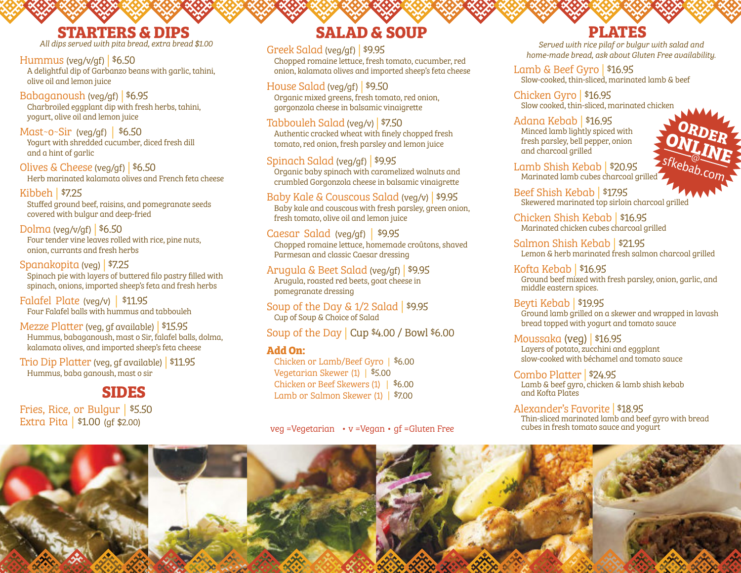# STARTERS & DIPS

*All dips served with pita bread, extra bread $1.00*

**Hummus** (veg/v/gf) | $6.50
A delightful dip of Garbanzo beans with garlic, tahini, olive oil and lemon juice

**Babaganoush** (veg/gf) | $6.95
Charbroiled eggplant dip with fresh herbs, tahini, yogurt, olive oil and lemon juice

**Mast~o~Sir** (veg/gf) | $6.50
Yogurt with shredded cucumber, diced fresh dill and a hint of garlic

**Olives & Cheese** (veg/gf) | $6.50
Herb marinated kalamata olives and French feta cheese

**Kibbeh** | $7.25
Stuffed ground beef, raisins, and pomegranate seeds covered with bulgur and deep-fried

**Dolma** (veg/v/gf) | $6.50
Four tender vine leaves rolled with rice, pine nuts, onion, currants and fresh herbs

**Spanakopita** (veg) | $7.25
Spinach pie with layers of buttered filo pastry filled with spinach, onions, imported sheep's feta and fresh herbs

**Falafel Plate** (veg/v) | $11.95
Four Falafel balls with hummus and tabbouleh

**Mezze Platter** (veg, gf available) | $15.95
Hummus, babaganoush, mast o Sir, falafel balls, dolma, kalamata olives, and imported sheep's feta cheese

**Trio Dip Platter** (veg, gf available) | $11.95
Hummus, baba ganoush, mast o sir

# SIDES

**Fries, Rice, or Bulgur** | $5.50
**Extra Pita** | $1.00 (gf $2.00)

# SALAD & SOUP

**Greek Salad** (veg/gf) | $9.95
Chopped romaine lettuce, fresh tomato, cucumber, red onion, kalamata olives and imported sheep's feta cheese

**House Salad** (veg/gf) | $9.50
Organic mixed greens, fresh tomato, red onion, gorgonzola cheese in balsamic vinaigrette

**Tabbouleh Salad** (veg/v) | $7.50
Authentic cracked wheat with finely chopped fresh tomato, red onion, fresh parsley and lemon juice

**Spinach Salad** (veg/gf) | $9.95
Organic baby spinach with caramelized walnuts and crumbled Gorgonzola cheese in balsamic vinaigrette

**Baby Kale & Couscous Salad** (veg/v) | $9.95
Baby kale and couscous with fresh parsley, green onion, fresh tomato, olive oil and lemon juice

**Caesar Salad** (veg/gf) | $9.95
Chopped romaine lettuce, homemade croûtons, shaved Parmesan and classic Caesar dressing

**Arugula & Beet Salad** (veg/gf) | $9.95
Arugula, roasted red beets, goat cheese in pomegranate dressing

**Soup of the Day & 1/2 Salad** | $9.95
Cup of Soup & Choice of Salad

**Soup of the Day** | Cup $4.00 / Bowl $6.00

## Add On:

- Chicken or Lamb/Beef Gyro | $6.00
- Vegetarian Skewer (1) | $5.00
- Chicken or Beef Skewers (1) | $6.00
- Lamb or Salmon Skewer (1) | $7.00

veg =Vegetarian • v =Vegan • gf =Gluten Free

# PLATES

*Served with rice pilaf or bulgur with salad and home-made bread, ask about Gluten Free availability.*

**Lamb & Beef Gyro** | $16.95
Slow-cooked, thin-sliced, marinated lamb & beef

**Chicken Gyro** | $16.95
Slow cooked, thin-sliced, marinated chicken

**Adana Kebab** | $16.95
Minced lamb lightly spiced with fresh parsley, bell pepper, onion and charcoal grilled

**Lamb Shish Kebab** | $20.95
Marinated lamb cubes charcoal grilled

**Beef Shish Kebab** | $17.95
Skewered marinated top sirloin charcoal grilled

**Chicken Shish Kebab** | $16.95
Marinated chicken cubes charcoal grilled

**Salmon Shish Kebab** | $21.95
Lemon & herb marinated fresh salmon charcoal grilled

**Kofta Kebab** | $16.95
Ground beef mixed with fresh parsley, onion, garlic, and middle eastern spices.

**Beyti Kebab** | $19.95
Ground lamb grilled on a skewer and wrapped in lavash bread topped with yogurt and tomato sauce

**Moussaka** (veg) | $16.95
Layers of potato, zucchini and eggplant slow-cooked with béchamel and tomato sauce

**Combo Platter** | $24.95
Lamb & beef gyro, chicken & lamb shish kebab and Kofta Plates

**Alexander's Favorite** | $18.95
Thin-sliced marinated lamb and beef gyro with bread cubes in fresh tomato sauce and yogurt

**ORDER ONLINE @ sfkebab.com**